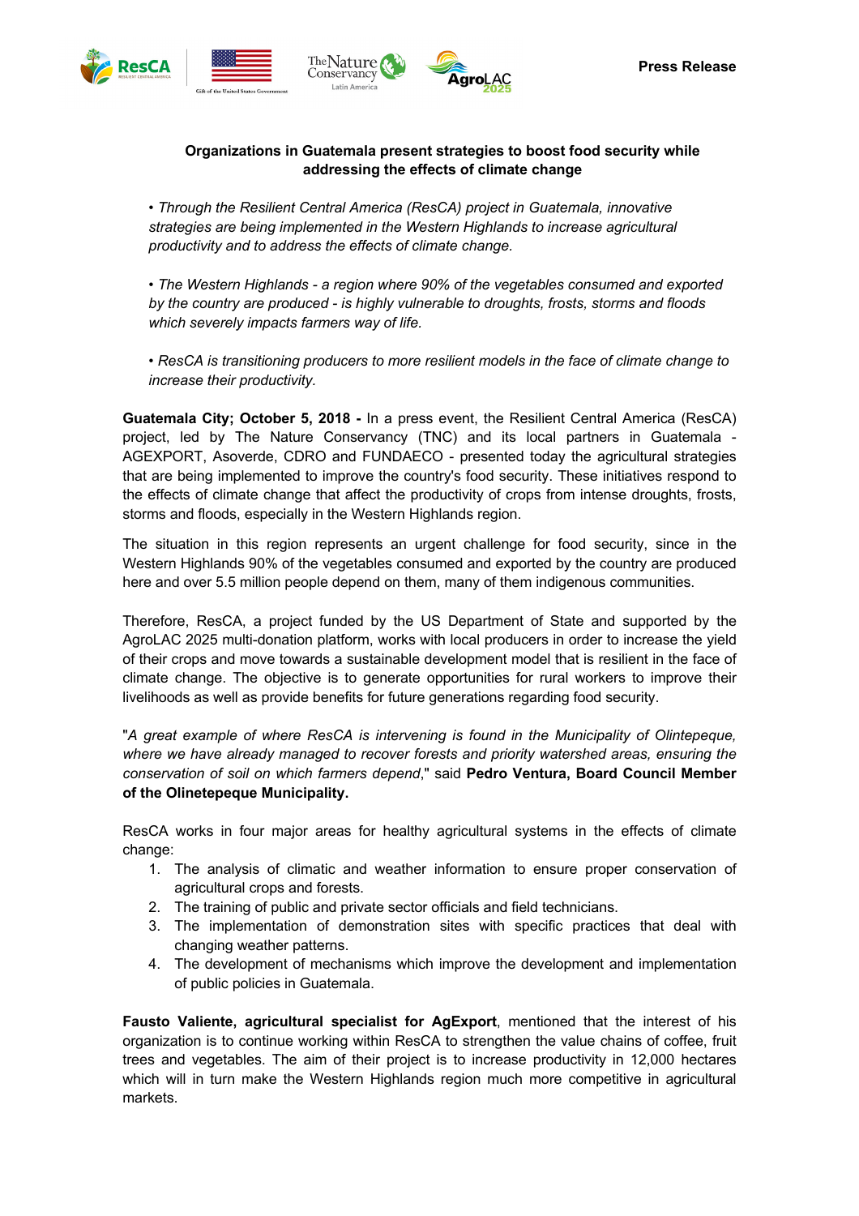Press Release

## Organizations in Guatemala present strategies to boost food security while addressing the effects of climate change

- *Through the Resilient Central America (ResCA) project in Guatemala, innovative strategies are being implemented in the Western Highlands to increase agricultural productivity and to address the effects of climate change.*

- *The Western Highlands - a region where 90% of the vegetables consumed and exported by the country are produced - is highly vulnerable to droughts, frosts, storms and floods which severely impacts farmers way of life.*

- *ResCA is transitioning producers to more resilient models in the face of climate change to increase their productivity.*

**Guatemala City; October 5, 2018 -** In a press event, the Resilient Central America (ResCA) project, led by The Nature Conservancy (TNC) and its local partners in Guatemala - AGEXPORT, Asoverde, CDRO and FUNDAECO - presented today the agricultural strategies that are being implemented to improve the country's food security. These initiatives respond to the effects of climate change that affect the productivity of crops from intense droughts, frosts, storms and floods, especially in the Western Highlands region.

The situation in this region represents an urgent challenge for food security, since in the Western Highlands 90% of the vegetables consumed and exported by the country are produced here and over 5.5 million people depend on them, many of them indigenous communities.

Therefore, ResCA, a project funded by the US Department of State and supported by the AgroLAC 2025 multi-donation platform, works with local producers in order to increase the yield of their crops and move towards a sustainable development model that is resilient in the face of climate change. The objective is to generate opportunities for rural workers to improve their livelihoods as well as provide benefits for future generations regarding food security.

"*A great example of where ResCA is intervening is found in the Municipality of Olintepeque, where we have already managed to recover forests and priority watershed areas, ensuring the conservation of soil on which farmers depend*," said **Pedro Ventura, Board Council Member of the Olinetepeque Municipality.**

ResCA works in four major areas for healthy agricultural systems in the effects of climate change:

1. The analysis of climatic and weather information to ensure proper conservation of agricultural crops and forests.
2. The training of public and private sector officials and field technicians.
3. The implementation of demonstration sites with specific practices that deal with changing weather patterns.
4. The development of mechanisms which improve the development and implementation of public policies in Guatemala.

**Fausto Valiente, agricultural specialist for AgExport**, mentioned that the interest of his organization is to continue working within ResCA to strengthen the value chains of coffee, fruit trees and vegetables. The aim of their project is to increase productivity in 12,000 hectares which will in turn make the Western Highlands region much more competitive in agricultural markets.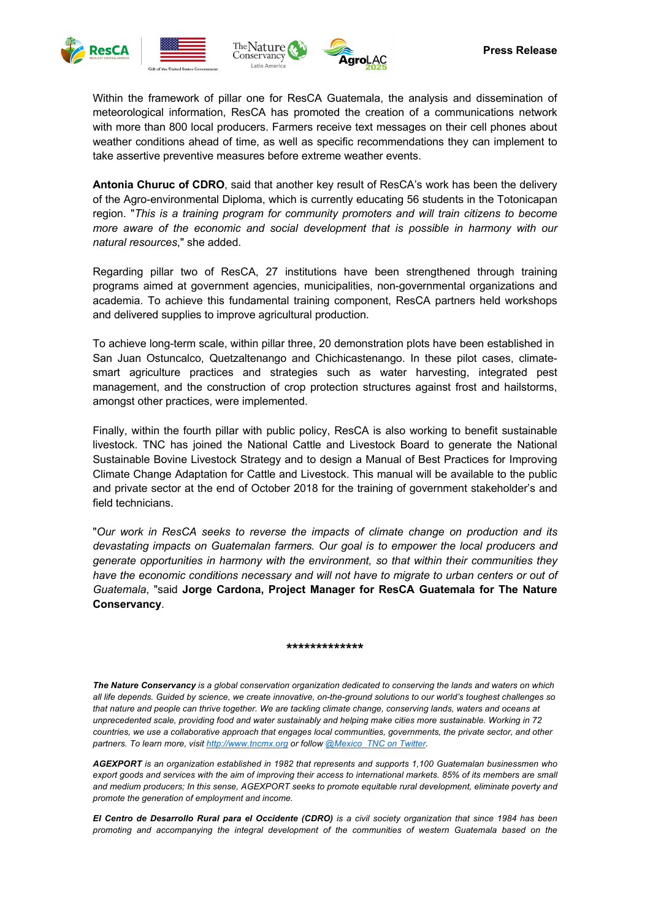Within the framework of pillar one for ResCA Guatemala, the analysis and dissemination of meteorological information, ResCA has promoted the creation of a communications network with more than 800 local producers. Farmers receive text messages on their cell phones about weather conditions ahead of time, as well as specific recommendations they can implement to take assertive preventive measures before extreme weather events.

**Antonia Churuc of CDRO**, said that another key result of ResCA's work has been the delivery of the Agro-environmental Diploma, which is currently educating 56 students in the Totonicapan region. "*This is a training program for community promoters and will train citizens to become more aware of the economic and social development that is possible in harmony with our natural resources*," she added.

Regarding pillar two of ResCA, 27 institutions have been strengthened through training programs aimed at government agencies, municipalities, non-governmental organizations and academia. To achieve this fundamental training component, ResCA partners held workshops and delivered supplies to improve agricultural production.

To achieve long-term scale, within pillar three, 20 demonstration plots have been established in San Juan Ostuncalco, Quetzaltenango and Chichicastenango. In these pilot cases, climate-smart agriculture practices and strategies such as water harvesting, integrated pest management, and the construction of crop protection structures against frost and hailstorms, amongst other practices, were implemented.

Finally, within the fourth pillar with public policy, ResCA is also working to benefit sustainable livestock. TNC has joined the National Cattle and Livestock Board to generate the National Sustainable Bovine Livestock Strategy and to design a Manual of Best Practices for Improving Climate Change Adaptation for Cattle and Livestock. This manual will be available to the public and private sector at the end of October 2018 for the training of government stakeholder's and field technicians.

"*Our work in ResCA seeks to reverse the impacts of climate change on production and its devastating impacts on Guatemalan farmers. Our goal is to empower the local producers and generate opportunities in harmony with the environment, so that within their communities they have the economic conditions necessary and will not have to migrate to urban centers or out of Guatemala*, "said **Jorge Cardona, Project Manager for ResCA Guatemala for The Nature Conservancy**.

*************

***The Nature Conservancy*** *is a global conservation organization dedicated to conserving the lands and waters on which all life depends. Guided by science, we create innovative, on-the-ground solutions to our world's toughest challenges so that nature and people can thrive together. We are tackling climate change, conserving lands, waters and oceans at unprecedented scale, providing food and water sustainably and helping make cities more sustainable. Working in 72 countries, we use a collaborative approach that engages local communities, governments, the private sector, and other partners. To learn more, visit [http://www.tncmx.org](http://www.tncmx.org) or follow @Mexico_TNC on Twitter.*

***AGEXPORT*** *is an organization established in 1982 that represents and supports 1,100 Guatemalan businessmen who export goods and services with the aim of improving their access to international markets. 85% of its members are small and medium producers; In this sense, AGEXPORT seeks to promote equitable rural development, eliminate poverty and promote the generation of employment and income.*

***El Centro de Desarrollo Rural para el Occidente (CDRO)*** *is a civil society organization that since 1984 has been promoting and accompanying the integral development of the communities of western Guatemala based on the*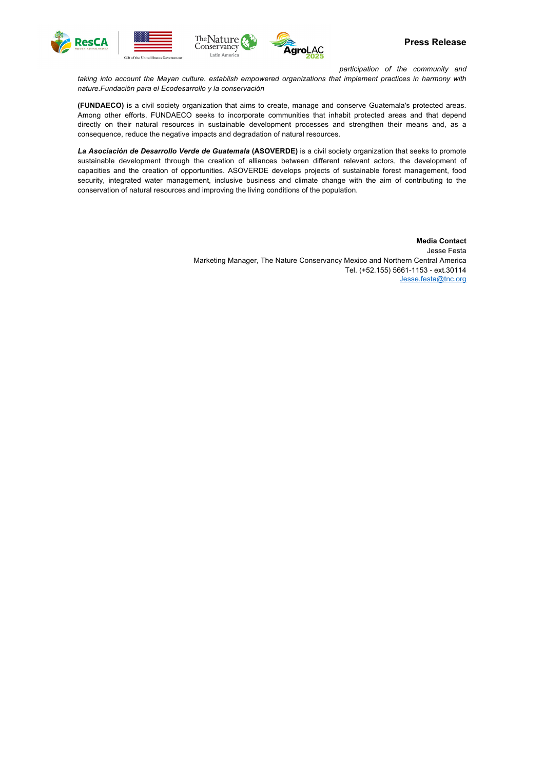*participation of the community and taking into account the Mayan culture. establish empowered organizations that implement practices in harmony with nature.Fundación para el Ecodesarrollo y la conservación*

**(FUNDAECO)** is a civil society organization that aims to create, manage and conserve Guatemala's protected areas. Among other efforts, FUNDAECO seeks to incorporate communities that inhabit protected areas and that depend directly on their natural resources in sustainable development processes and strengthen their means and, as a consequence, reduce the negative impacts and degradation of natural resources.

***La Asociación de Desarrollo Verde de Guatemala*** **(ASOVERDE)** is a civil society organization that seeks to promote sustainable development through the creation of alliances between different relevant actors, the development of capacities and the creation of opportunities. ASOVERDE develops projects of sustainable forest management, food security, integrated water management, inclusive business and climate change with the aim of contributing to the conservation of natural resources and improving the living conditions of the population.

**Media Contact**
Jesse Festa
Marketing Manager, The Nature Conservancy Mexico and Northern Central America
Tel. (+52.155) 5661-1153 - ext.30114
Jesse.festa@tnc.org